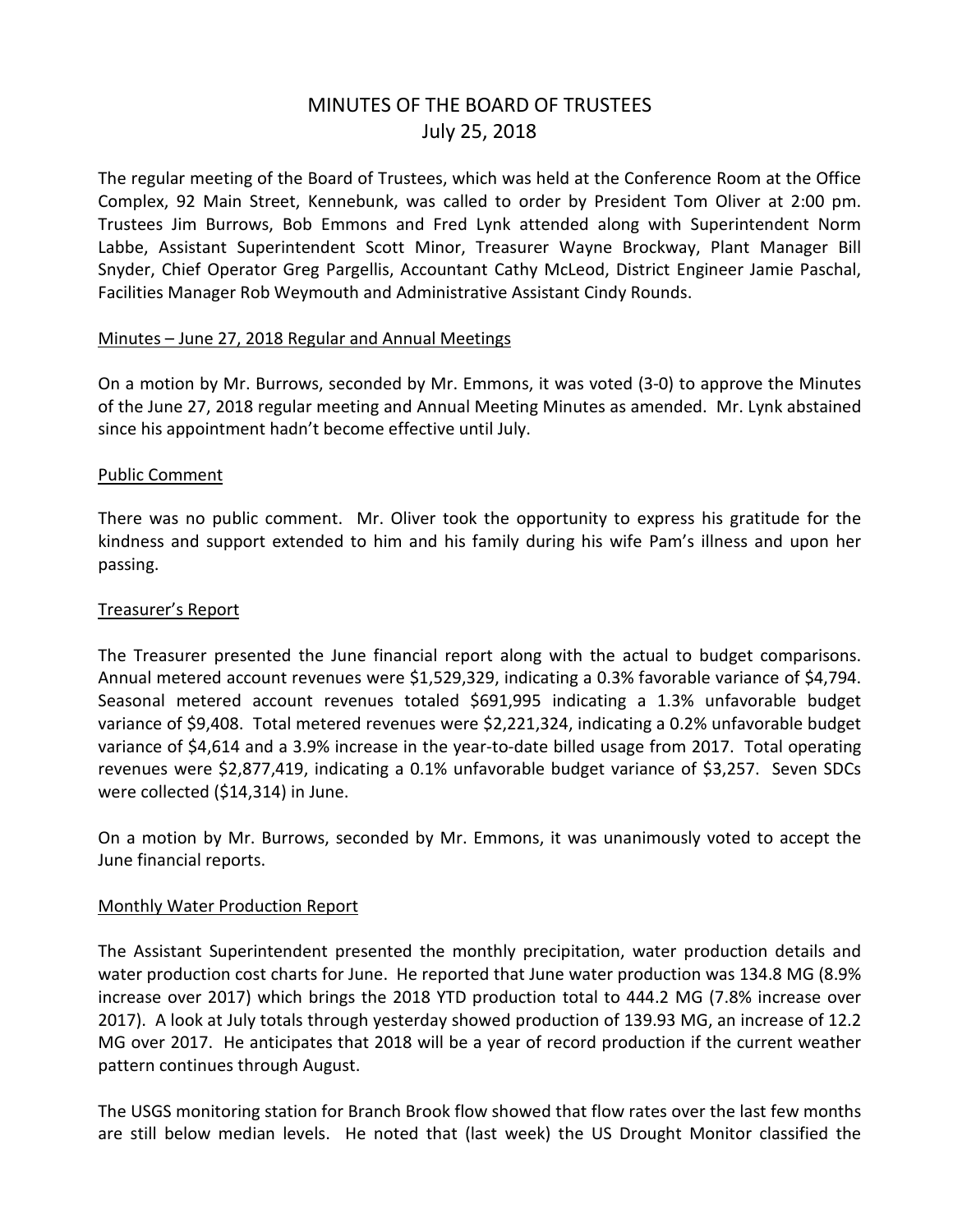# MINUTES OF THE BOARD OF TRUSTEES
## July 25, 2018

The regular meeting of the Board of Trustees, which was held at the Conference Room at the Office Complex, 92 Main Street, Kennebunk, was called to order by President Tom Oliver at 2:00 pm. Trustees Jim Burrows, Bob Emmons and Fred Lynk attended along with Superintendent Norm Labbe, Assistant Superintendent Scott Minor, Treasurer Wayne Brockway, Plant Manager Bill Snyder, Chief Operator Greg Pargellis, Accountant Cathy McLeod, District Engineer Jamie Paschal, Facilities Manager Rob Weymouth and Administrative Assistant Cindy Rounds.

### Minutes – June 27, 2018 Regular and Annual Meetings

On a motion by Mr. Burrows, seconded by Mr. Emmons, it was voted (3-0) to approve the Minutes of the June 27, 2018 regular meeting and Annual Meeting Minutes as amended. Mr. Lynk abstained since his appointment hadn't become effective until July.

### Public Comment

There was no public comment. Mr. Oliver took the opportunity to express his gratitude for the kindness and support extended to him and his family during his wife Pam's illness and upon her passing.

### Treasurer's Report

The Treasurer presented the June financial report along with the actual to budget comparisons. Annual metered account revenues were $1,529,329, indicating a 0.3% favorable variance of $4,794. Seasonal metered account revenues totaled $691,995 indicating a 1.3% unfavorable budget variance of $9,408. Total metered revenues were $2,221,324, indicating a 0.2% unfavorable budget variance of $4,614 and a 3.9% increase in the year-to-date billed usage from 2017. Total operating revenues were $2,877,419, indicating a 0.1% unfavorable budget variance of $3,257. Seven SDCs were collected ($14,314) in June.

On a motion by Mr. Burrows, seconded by Mr. Emmons, it was unanimously voted to accept the June financial reports.

### Monthly Water Production Report

The Assistant Superintendent presented the monthly precipitation, water production details and water production cost charts for June. He reported that June water production was 134.8 MG (8.9% increase over 2017) which brings the 2018 YTD production total to 444.2 MG (7.8% increase over 2017). A look at July totals through yesterday showed production of 139.93 MG, an increase of 12.2 MG over 2017. He anticipates that 2018 will be a year of record production if the current weather pattern continues through August.

The USGS monitoring station for Branch Brook flow showed that flow rates over the last few months are still below median levels. He noted that (last week) the US Drought Monitor classified the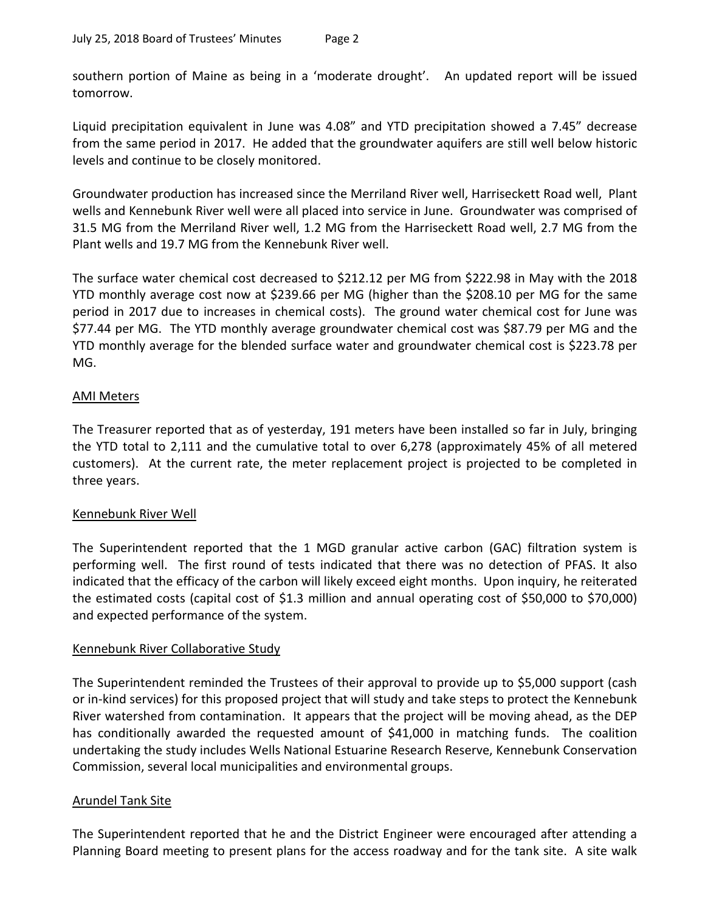southern portion of Maine as being in a 'moderate drought'. An updated report will be issued tomorrow.

Liquid precipitation equivalent in June was 4.08" and YTD precipitation showed a 7.45" decrease from the same period in 2017. He added that the groundwater aquifers are still well below historic levels and continue to be closely monitored.

Groundwater production has increased since the Merriland River well, Harriseckett Road well, Plant wells and Kennebunk River well were all placed into service in June. Groundwater was comprised of 31.5 MG from the Merriland River well, 1.2 MG from the Harriseckett Road well, 2.7 MG from the Plant wells and 19.7 MG from the Kennebunk River well.

The surface water chemical cost decreased to $212.12 per MG from $222.98 in May with the 2018 YTD monthly average cost now at $239.66 per MG (higher than the $208.10 per MG for the same period in 2017 due to increases in chemical costs). The ground water chemical cost for June was $77.44 per MG. The YTD monthly average groundwater chemical cost was $87.79 per MG and the YTD monthly average for the blended surface water and groundwater chemical cost is $223.78 per MG.

## AMI Meters

The Treasurer reported that as of yesterday, 191 meters have been installed so far in July, bringing the YTD total to 2,111 and the cumulative total to over 6,278 (approximately 45% of all metered customers). At the current rate, the meter replacement project is projected to be completed in three years.

## Kennebunk River Well

The Superintendent reported that the 1 MGD granular active carbon (GAC) filtration system is performing well. The first round of tests indicated that there was no detection of PFAS. It also indicated that the efficacy of the carbon will likely exceed eight months. Upon inquiry, he reiterated the estimated costs (capital cost of $1.3 million and annual operating cost of $50,000 to $70,000) and expected performance of the system.

## Kennebunk River Collaborative Study

The Superintendent reminded the Trustees of their approval to provide up to $5,000 support (cash or in-kind services) for this proposed project that will study and take steps to protect the Kennebunk River watershed from contamination. It appears that the project will be moving ahead, as the DEP has conditionally awarded the requested amount of $41,000 in matching funds. The coalition undertaking the study includes Wells National Estuarine Research Reserve, Kennebunk Conservation Commission, several local municipalities and environmental groups.

## Arundel Tank Site

The Superintendent reported that he and the District Engineer were encouraged after attending a Planning Board meeting to present plans for the access roadway and for the tank site. A site walk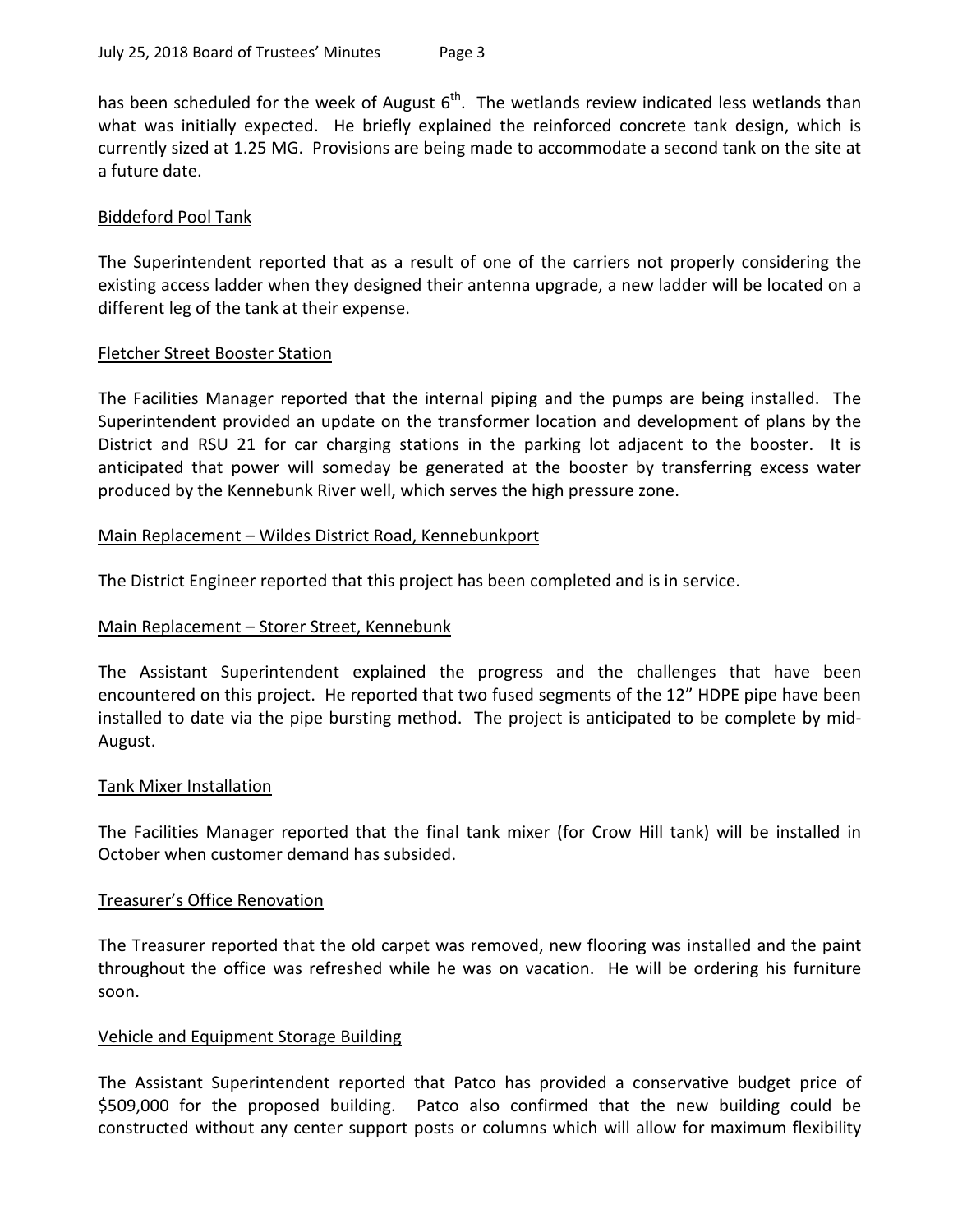has been scheduled for the week of August 6th. The wetlands review indicated less wetlands than what was initially expected. He briefly explained the reinforced concrete tank design, which is currently sized at 1.25 MG. Provisions are being made to accommodate a second tank on the site at a future date.

## Biddeford Pool Tank

The Superintendent reported that as a result of one of the carriers not properly considering the existing access ladder when they designed their antenna upgrade, a new ladder will be located on a different leg of the tank at their expense.

## Fletcher Street Booster Station

The Facilities Manager reported that the internal piping and the pumps are being installed. The Superintendent provided an update on the transformer location and development of plans by the District and RSU 21 for car charging stations in the parking lot adjacent to the booster. It is anticipated that power will someday be generated at the booster by transferring excess water produced by the Kennebunk River well, which serves the high pressure zone.

## Main Replacement – Wildes District Road, Kennebunkport

The District Engineer reported that this project has been completed and is in service.

## Main Replacement – Storer Street, Kennebunk

The Assistant Superintendent explained the progress and the challenges that have been encountered on this project. He reported that two fused segments of the 12" HDPE pipe have been installed to date via the pipe bursting method. The project is anticipated to be complete by mid-August.

## Tank Mixer Installation

The Facilities Manager reported that the final tank mixer (for Crow Hill tank) will be installed in October when customer demand has subsided.

## Treasurer's Office Renovation

The Treasurer reported that the old carpet was removed, new flooring was installed and the paint throughout the office was refreshed while he was on vacation. He will be ordering his furniture soon.

## Vehicle and Equipment Storage Building

The Assistant Superintendent reported that Patco has provided a conservative budget price of $509,000 for the proposed building. Patco also confirmed that the new building could be constructed without any center support posts or columns which will allow for maximum flexibility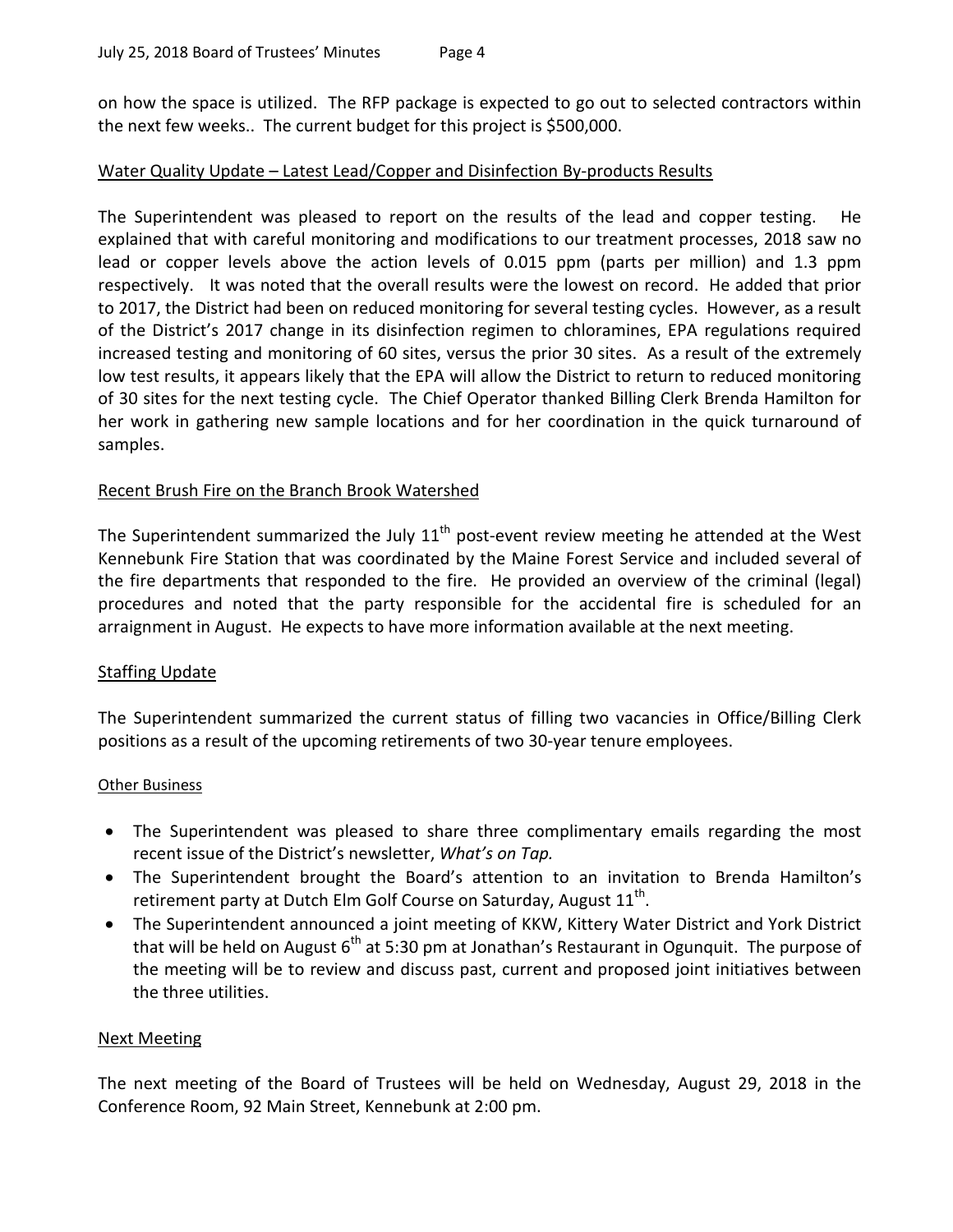on how the space is utilized. The RFP package is expected to go out to selected contractors within the next few weeks.. The current budget for this project is $500,000.

Water Quality Update – Latest Lead/Copper and Disinfection By-products Results

The Superintendent was pleased to report on the results of the lead and copper testing. He explained that with careful monitoring and modifications to our treatment processes, 2018 saw no lead or copper levels above the action levels of 0.015 ppm (parts per million) and 1.3 ppm respectively. It was noted that the overall results were the lowest on record. He added that prior to 2017, the District had been on reduced monitoring for several testing cycles. However, as a result of the District's 2017 change in its disinfection regimen to chloramines, EPA regulations required increased testing and monitoring of 60 sites, versus the prior 30 sites. As a result of the extremely low test results, it appears likely that the EPA will allow the District to return to reduced monitoring of 30 sites for the next testing cycle. The Chief Operator thanked Billing Clerk Brenda Hamilton for her work in gathering new sample locations and for her coordination in the quick turnaround of samples.

Recent Brush Fire on the Branch Brook Watershed

The Superintendent summarized the July 11th post-event review meeting he attended at the West Kennebunk Fire Station that was coordinated by the Maine Forest Service and included several of the fire departments that responded to the fire. He provided an overview of the criminal (legal) procedures and noted that the party responsible for the accidental fire is scheduled for an arraignment in August. He expects to have more information available at the next meeting.

Staffing Update

The Superintendent summarized the current status of filling two vacancies in Office/Billing Clerk positions as a result of the upcoming retirements of two 30-year tenure employees.

Other Business

- The Superintendent was pleased to share three complimentary emails regarding the most recent issue of the District's newsletter, *What's on Tap.*
- The Superintendent brought the Board's attention to an invitation to Brenda Hamilton's retirement party at Dutch Elm Golf Course on Saturday, August 11th.
- The Superintendent announced a joint meeting of KKW, Kittery Water District and York District that will be held on August 6th at 5:30 pm at Jonathan's Restaurant in Ogunquit. The purpose of the meeting will be to review and discuss past, current and proposed joint initiatives between the three utilities.

Next Meeting

The next meeting of the Board of Trustees will be held on Wednesday, August 29, 2018 in the Conference Room, 92 Main Street, Kennebunk at 2:00 pm.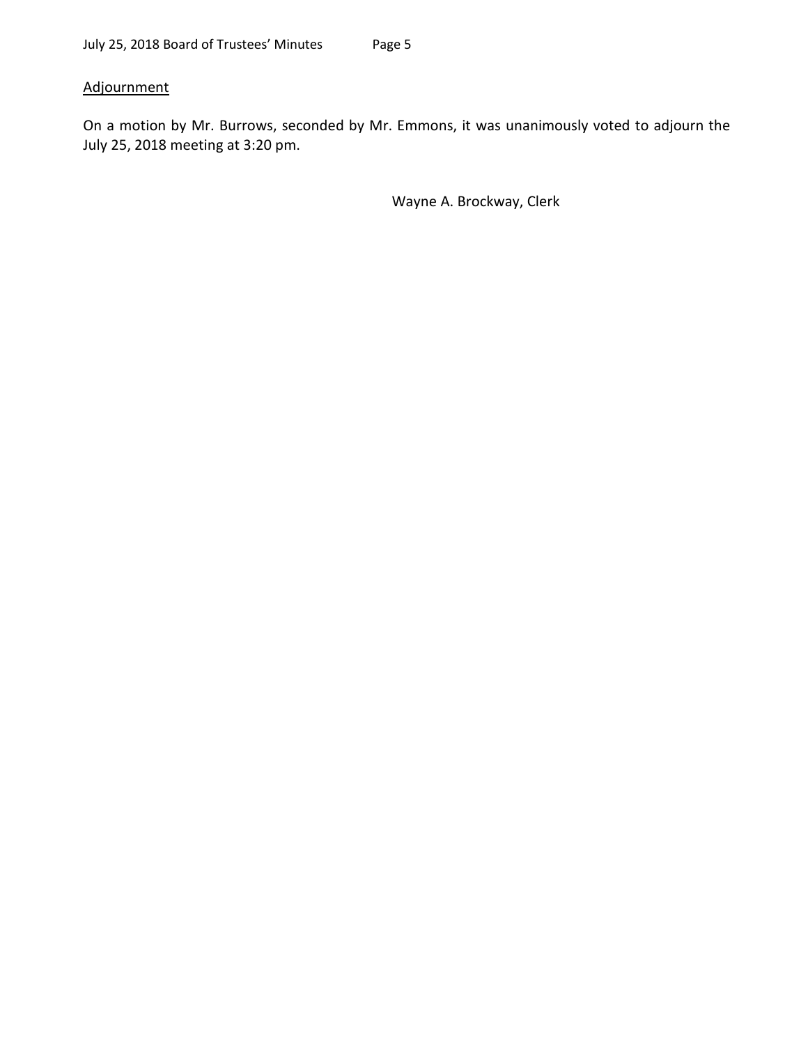## Adjournment

On a motion by Mr. Burrows, seconded by Mr. Emmons, it was unanimously voted to adjourn the July 25, 2018 meeting at 3:20 pm.

Wayne A. Brockway, Clerk